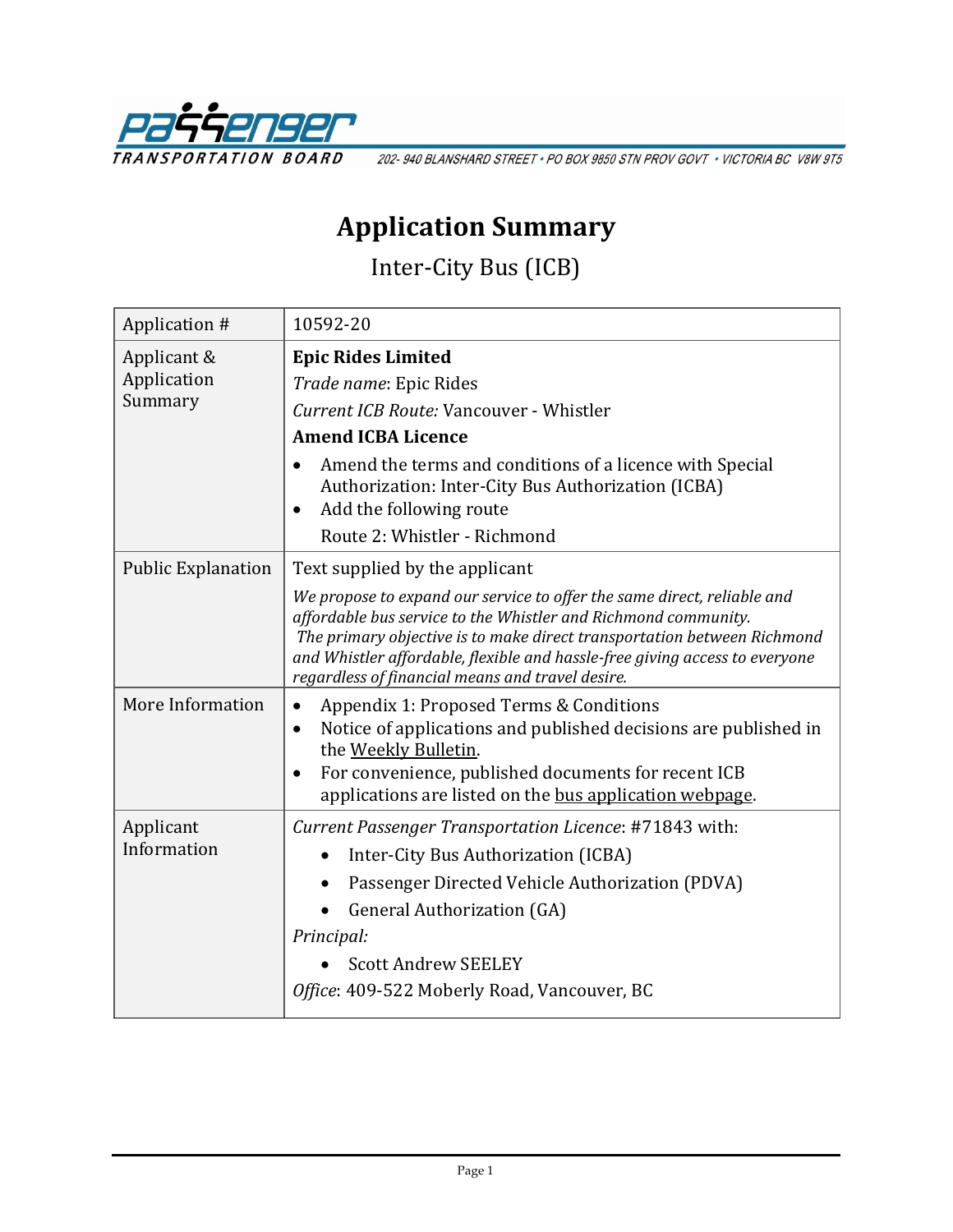PASSENGER TRANSPORTATION BOARD 202- 940 BLANSHARD STREET • PO BOX 9850 STN PROV GOVT • VICTORIA BC V8W 9T5

# Application Summary

## Inter-City Bus (ICB)

| Application # | 10592-20 |
|---|---|
| Applicant & Application Summary | **Epic Rides Limited**<br>*Trade name*: Epic Rides<br>*Current ICB Route:* Vancouver - Whistler<br>**Amend ICBA Licence**<br>• Amend the terms and conditions of a licence with Special Authorization: Inter-City Bus Authorization (ICBA)<br>• Add the following route<br>Route 2: Whistler - Richmond |
| Public Explanation | Text supplied by the applicant<br>*We propose to expand our service to offer the same direct, reliable and affordable bus service to the Whistler and Richmond community.*<br>*The primary objective is to make direct transportation between Richmond and Whistler affordable, flexible and hassle-free giving access to everyone regardless of financial means and travel desire.* |
| More Information | • Appendix 1: Proposed Terms & Conditions<br>• Notice of applications and published decisions are published in the Weekly Bulletin.<br>• For convenience, published documents for recent ICB applications are listed on the bus application webpage. |
| Applicant Information | *Current Passenger Transportation Licence*: #71843 with:<br>• Inter-City Bus Authorization (ICBA)<br>• Passenger Directed Vehicle Authorization (PDVA)<br>• General Authorization (GA)<br>*Principal:*<br>• Scott Andrew SEELEY<br>*Office*: 409-522 Moberly Road, Vancouver, BC |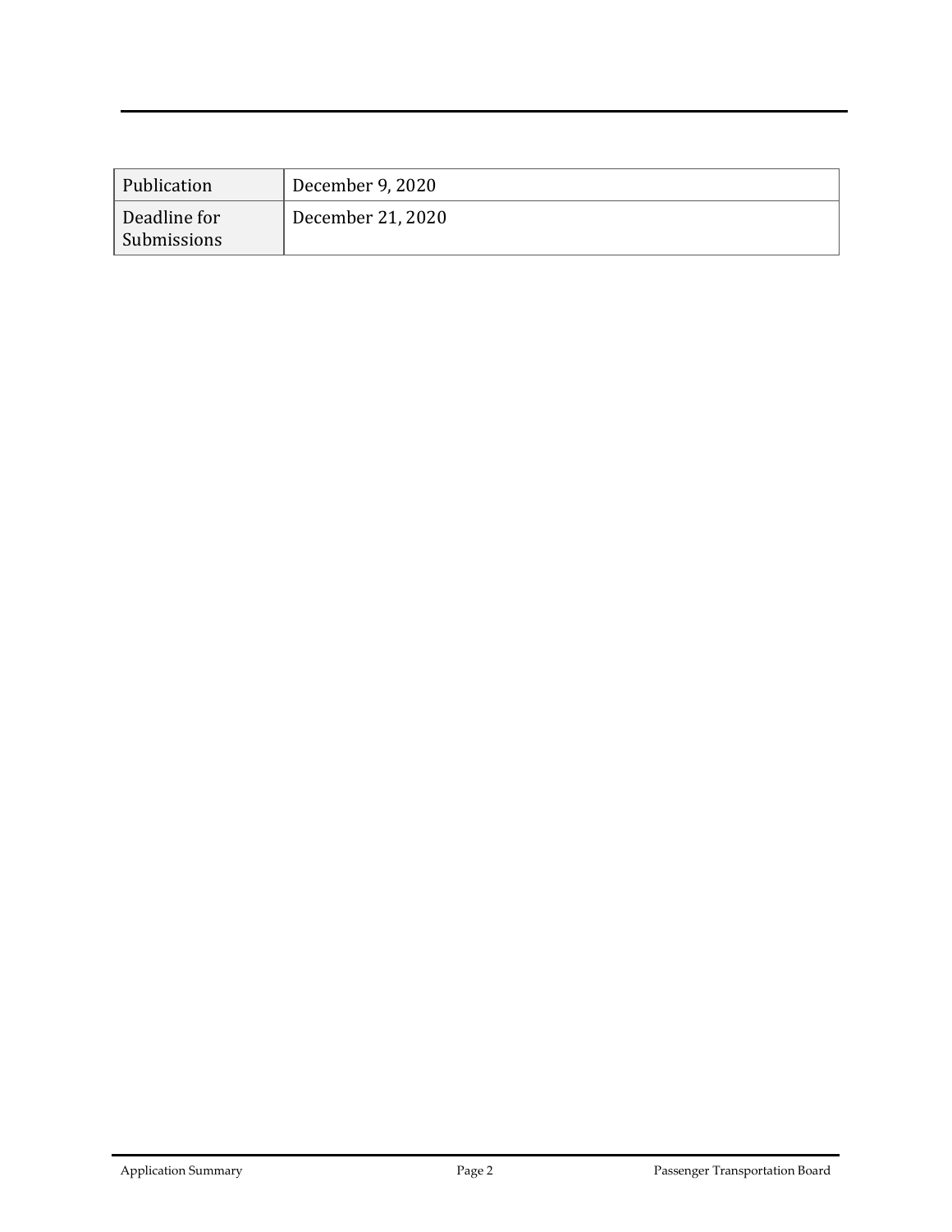| Publication | December 9, 2020 |
| --- | --- |
| Deadline for Submissions | December 21, 2020 |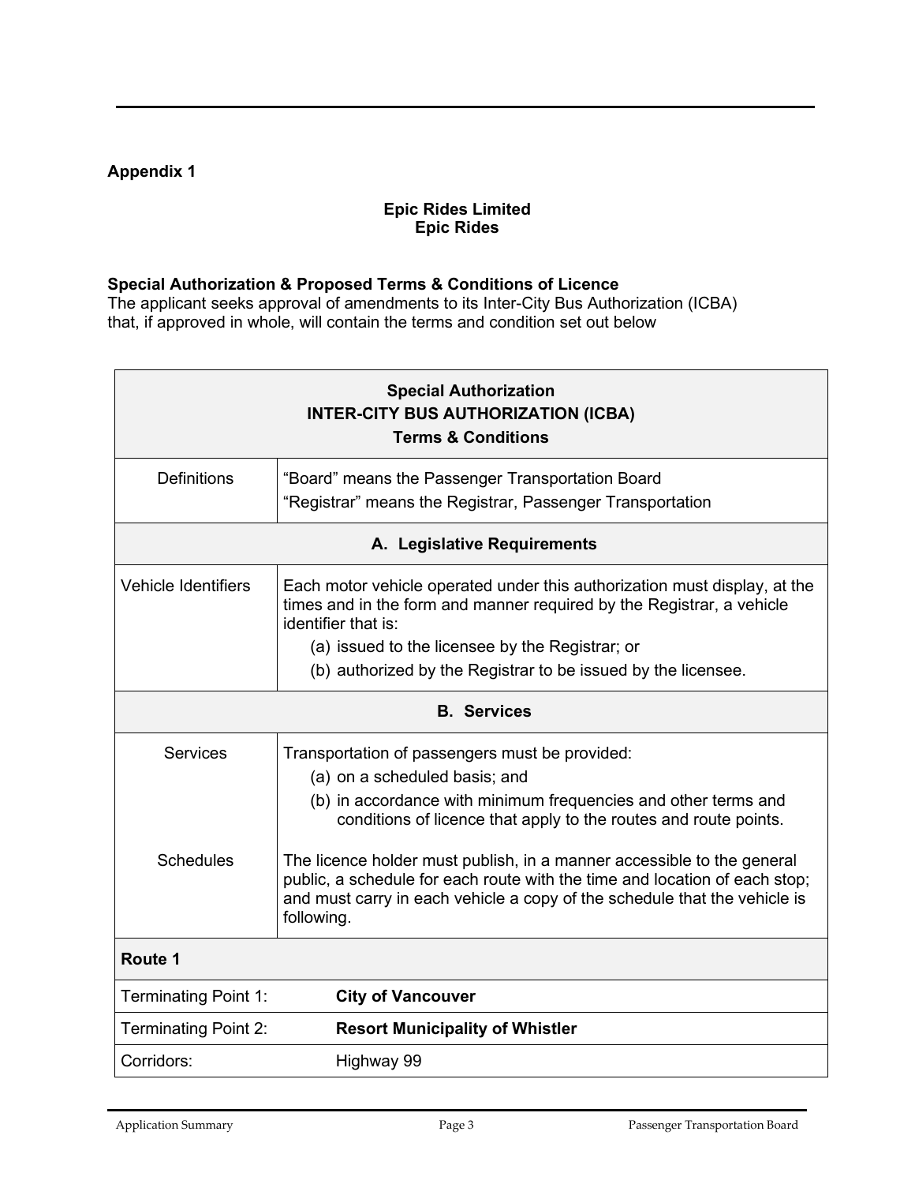**Appendix 1**

**Epic Rides Limited**
**Epic Rides**

**Special Authorization & Proposed Terms & Conditions of Licence**
The applicant seeks approval of amendments to its Inter-City Bus Authorization (ICBA) that, if approved in whole, will contain the terms and condition set out below

| **Special Authorization<br>INTER-CITY BUS AUTHORIZATION (ICBA)<br>Terms & Conditions** | |
|---|---|
| Definitions | "Board" means the Passenger Transportation Board<br>"Registrar" means the Registrar, Passenger Transportation |
| **A. Legislative Requirements** | |
| Vehicle Identifiers | Each motor vehicle operated under this authorization must display, at the times and in the form and manner required by the Registrar, a vehicle identifier that is:<br>(a) issued to the licensee by the Registrar; or<br>(b) authorized by the Registrar to be issued by the licensee. |
| **B. Services** | |
| Services | Transportation of passengers must be provided:<br>(a) on a scheduled basis; and<br>(b) in accordance with minimum frequencies and other terms and conditions of licence that apply to the routes and route points. |
| Schedules | The licence holder must publish, in a manner accessible to the general public, a schedule for each route with the time and location of each stop; and must carry in each vehicle a copy of the schedule that the vehicle is following. |
| **Route 1** | |
| Terminating Point 1: | **City of Vancouver** |
| Terminating Point 2: | **Resort Municipality of Whistler** |
| Corridors: | Highway 99 |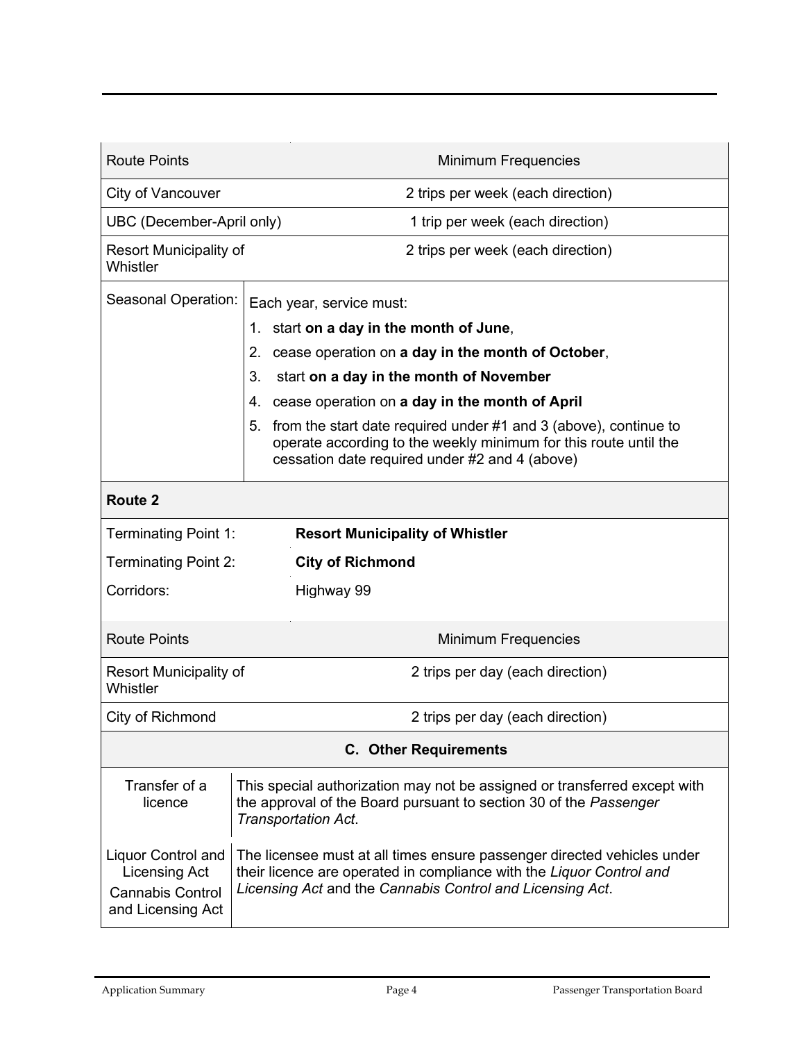| Route Points | Minimum Frequencies |
|---|---|
| City of Vancouver | 2 trips per week (each direction) |
| UBC (December-April only) | 1 trip per week (each direction) |
| Resort Municipality of Whistler | 2 trips per week (each direction) |
| Seasonal Operation: | Each year, service must:<br>1. start **on a day in the month of June**,<br>2. cease operation on **a day in the month of October**,<br>3. start **on a day in the month of November**<br>4. cease operation on **a day in the month of April**<br>5. from the start date required under #1 and 3 (above), continue to operate according to the weekly minimum for this route until the cessation date required under #2 and 4 (above) |

**Route 2**

| | |
|---|---|
| Terminating Point 1: | **Resort Municipality of Whistler** |
| Terminating Point 2: | **City of Richmond** |
| Corridors: | Highway 99 |

| Route Points | Minimum Frequencies |
|---|---|
| Resort Municipality of Whistler | 2 trips per day (each direction) |
| City of Richmond | 2 trips per day (each direction) |

**C. Other Requirements**

| | |
|---|---|
| Transfer of a licence | This special authorization may not be assigned or transferred except with the approval of the Board pursuant to section 30 of the *Passenger Transportation Act*. |
| Liquor Control and Licensing Act<br>Cannabis Control and Licensing Act | The licensee must at all times ensure passenger directed vehicles under their licence are operated in compliance with the *Liquor Control and Licensing Act* and the *Cannabis Control and Licensing Act*. |